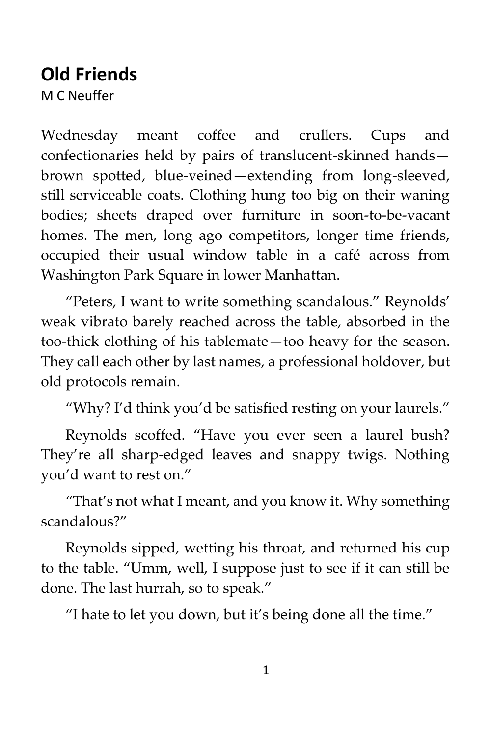# Old Friends

M C Neuffer

Wednesday meant coffee and crullers. Cups and confectionaries held by pairs of translucent-skinned hands—brown spotted, blue-veined—extending from long-sleeved, still serviceable coats. Clothing hung too big on their waning bodies; sheets draped over furniture in soon-to-be-vacant homes. The men, long ago competitors, longer time friends, occupied their usual window table in a café across from Washington Park Square in lower Manhattan.

"Peters, I want to write something scandalous." Reynolds' weak vibrato barely reached across the table, absorbed in the too-thick clothing of his tablemate—too heavy for the season. They call each other by last names, a professional holdover, but old protocols remain.

"Why? I'd think you'd be satisfied resting on your laurels."

Reynolds scoffed. "Have you ever seen a laurel bush? They're all sharp-edged leaves and snappy twigs. Nothing you'd want to rest on."

"That's not what I meant, and you know it. Why something scandalous?"

Reynolds sipped, wetting his throat, and returned his cup to the table. "Umm, well, I suppose just to see if it can still be done. The last hurrah, so to speak."

"I hate to let you down, but it's being done all the time."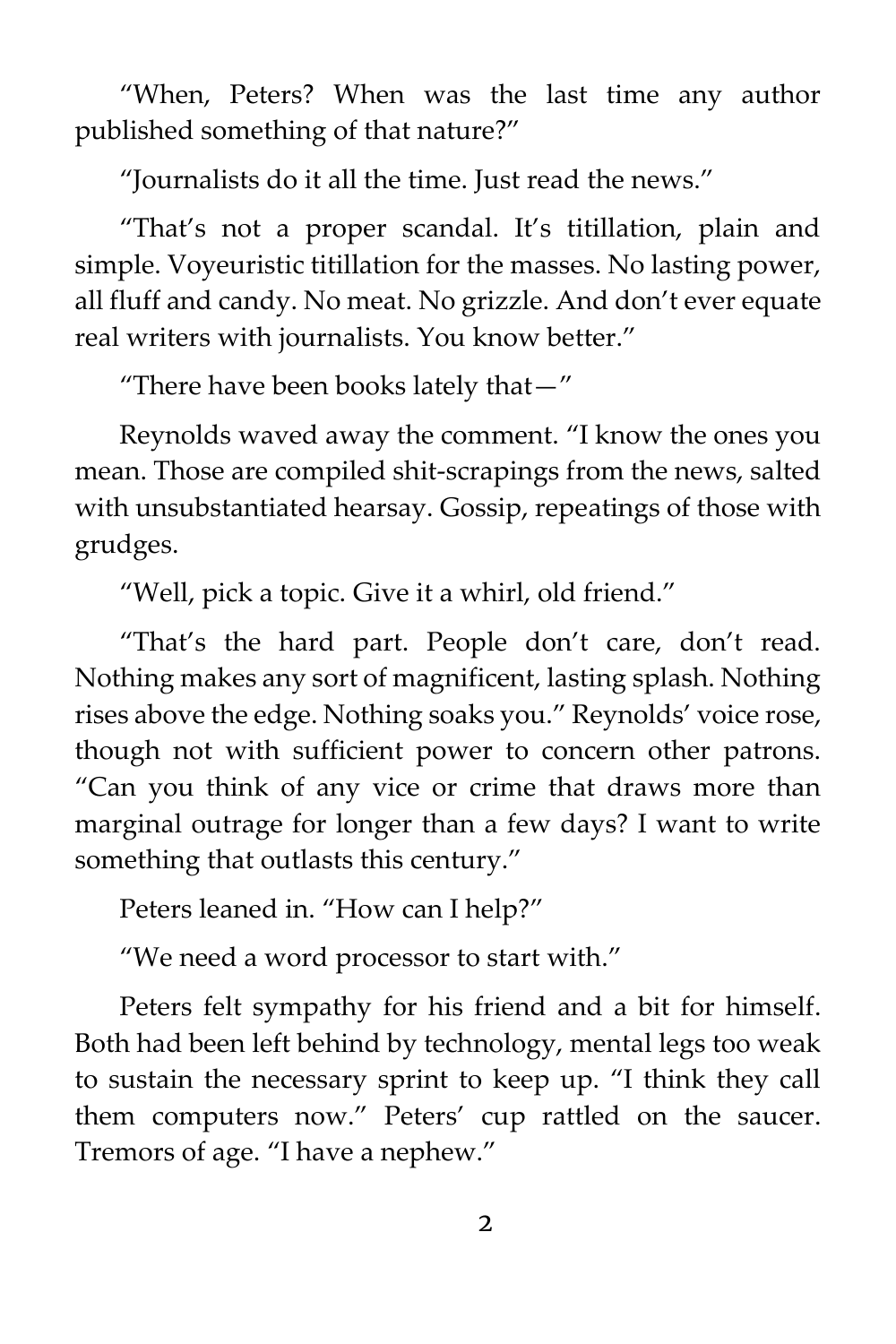"When, Peters? When was the last time any author published something of that nature?"

"Journalists do it all the time. Just read the news."

"That's not a proper scandal. It's titillation, plain and simple. Voyeuristic titillation for the masses. No lasting power, all fluff and candy. No meat. No grizzle. And don't ever equate real writers with journalists. You know better."

"There have been books lately that—"

Reynolds waved away the comment. "I know the ones you mean. Those are compiled shit-scrapings from the news, salted with unsubstantiated hearsay. Gossip, repeatings of those with grudges.

"Well, pick a topic. Give it a whirl, old friend."

"That's the hard part. People don't care, don't read. Nothing makes any sort of magnificent, lasting splash. Nothing rises above the edge. Nothing soaks you." Reynolds' voice rose, though not with sufficient power to concern other patrons. "Can you think of any vice or crime that draws more than marginal outrage for longer than a few days? I want to write something that outlasts this century."

Peters leaned in. "How can I help?"

"We need a word processor to start with."

Peters felt sympathy for his friend and a bit for himself. Both had been left behind by technology, mental legs too weak to sustain the necessary sprint to keep up. "I think they call them computers now." Peters' cup rattled on the saucer. Tremors of age. "I have a nephew."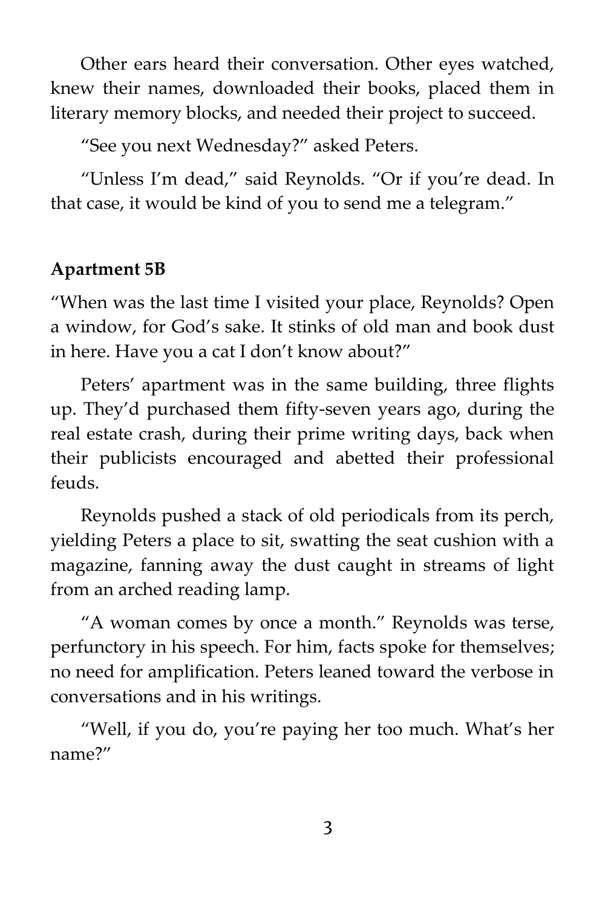Other ears heard their conversation. Other eyes watched, knew their names, downloaded their books, placed them in literary memory blocks, and needed their project to succeed.

"See you next Wednesday?" asked Peters.

"Unless I'm dead," said Reynolds. "Or if you're dead. In that case, it would be kind of you to send me a telegram."

**Apartment 5B**

"When was the last time I visited your place, Reynolds? Open a window, for God's sake. It stinks of old man and book dust in here. Have you a cat I don't know about?"

Peters' apartment was in the same building, three flights up. They'd purchased them fifty-seven years ago, during the real estate crash, during their prime writing days, back when their publicists encouraged and abetted their professional feuds.

Reynolds pushed a stack of old periodicals from its perch, yielding Peters a place to sit, swatting the seat cushion with a magazine, fanning away the dust caught in streams of light from an arched reading lamp.

"A woman comes by once a month." Reynolds was terse, perfunctory in his speech. For him, facts spoke for themselves; no need for amplification. Peters leaned toward the verbose in conversations and in his writings.

"Well, if you do, you're paying her too much. What's her name?"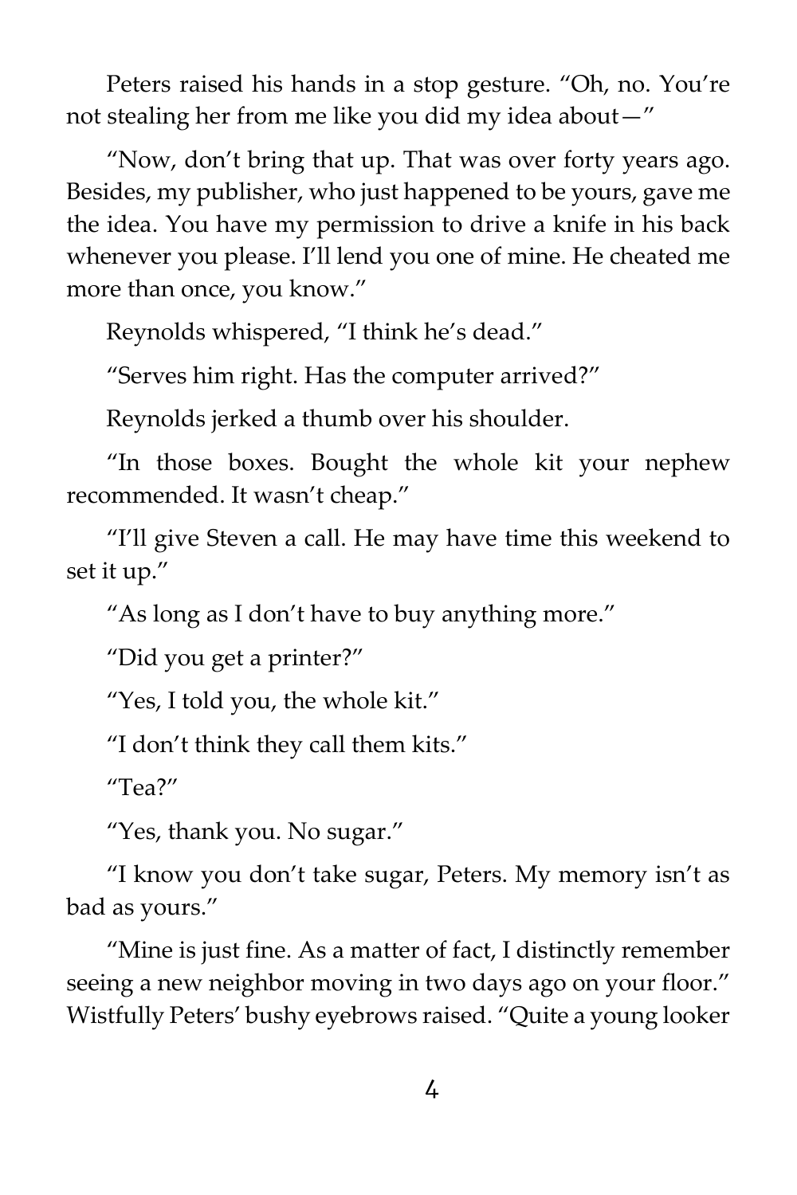Peters raised his hands in a stop gesture. “Oh, no. You’re not stealing her from me like you did my idea about—”

“Now, don’t bring that up. That was over forty years ago. Besides, my publisher, who just happened to be yours, gave me the idea. You have my permission to drive a knife in his back whenever you please. I’ll lend you one of mine. He cheated me more than once, you know.”

Reynolds whispered, “I think he’s dead.”

“Serves him right. Has the computer arrived?”

Reynolds jerked a thumb over his shoulder.

“In those boxes. Bought the whole kit your nephew recommended. It wasn’t cheap.”

“I’ll give Steven a call. He may have time this weekend to set it up.”

“As long as I don’t have to buy anything more.”

“Did you get a printer?”

“Yes, I told you, the whole kit.”

“I don’t think they call them kits.”

“Tea?”

“Yes, thank you. No sugar.”

“I know you don’t take sugar, Peters. My memory isn’t as bad as yours.”

“Mine is just fine. As a matter of fact, I distinctly remember seeing a new neighbor moving in two days ago on your floor.” Wistfully Peters’ bushy eyebrows raised. “Quite a young looker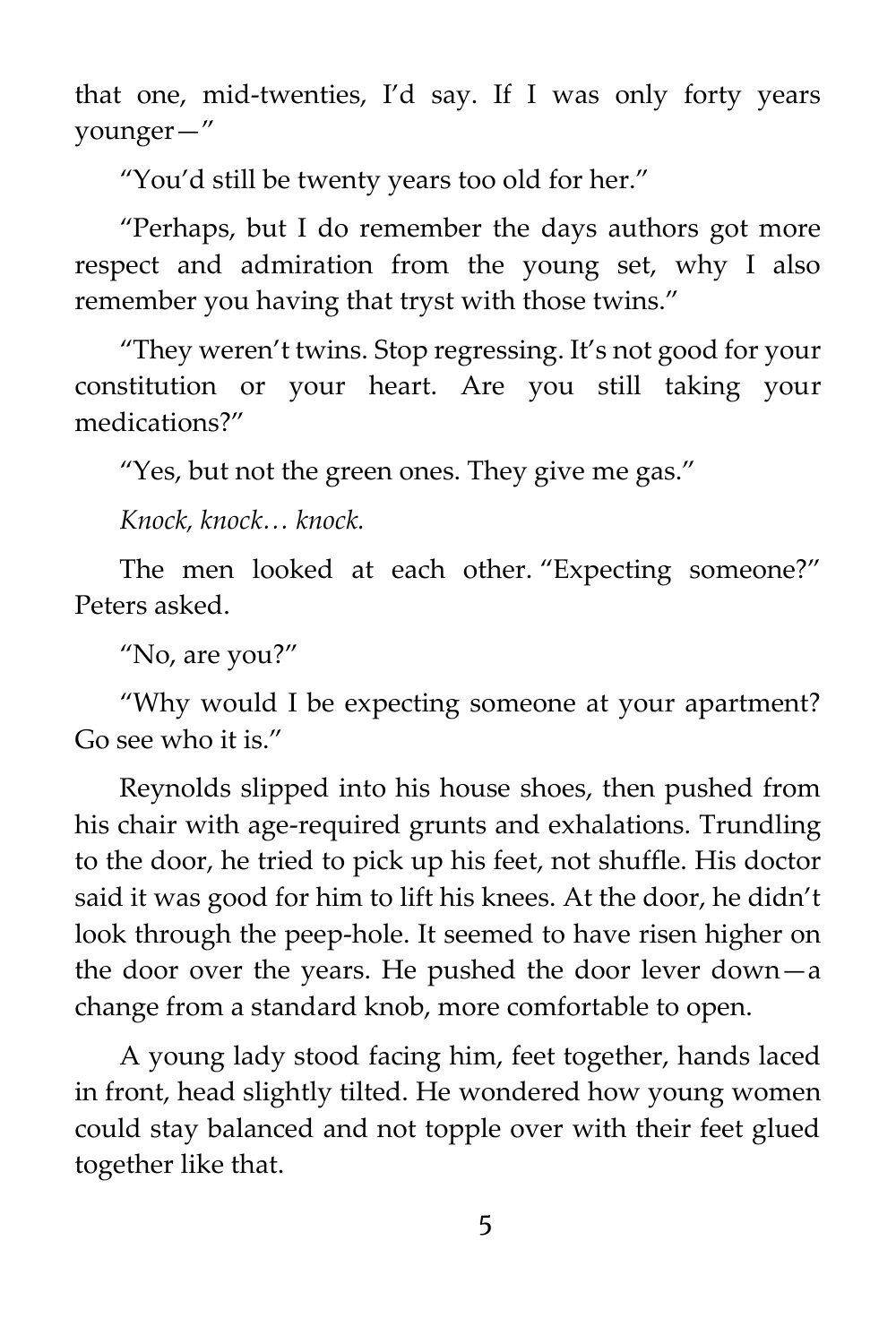that one, mid-twenties, I'd say. If I was only forty years younger—"

"You'd still be twenty years too old for her."

"Perhaps, but I do remember the days authors got more respect and admiration from the young set, why I also remember you having that tryst with those twins."

"They weren't twins. Stop regressing. It's not good for your constitution or your heart. Are you still taking your medications?"

"Yes, but not the green ones. They give me gas."

*Knock, knock… knock.*

The men looked at each other. "Expecting someone?" Peters asked.

"No, are you?"

"Why would I be expecting someone at your apartment? Go see who it is."

Reynolds slipped into his house shoes, then pushed from his chair with age-required grunts and exhalations. Trundling to the door, he tried to pick up his feet, not shuffle. His doctor said it was good for him to lift his knees. At the door, he didn't look through the peep-hole. It seemed to have risen higher on the door over the years. He pushed the door lever down—a change from a standard knob, more comfortable to open.

A young lady stood facing him, feet together, hands laced in front, head slightly tilted. He wondered how young women could stay balanced and not topple over with their feet glued together like that.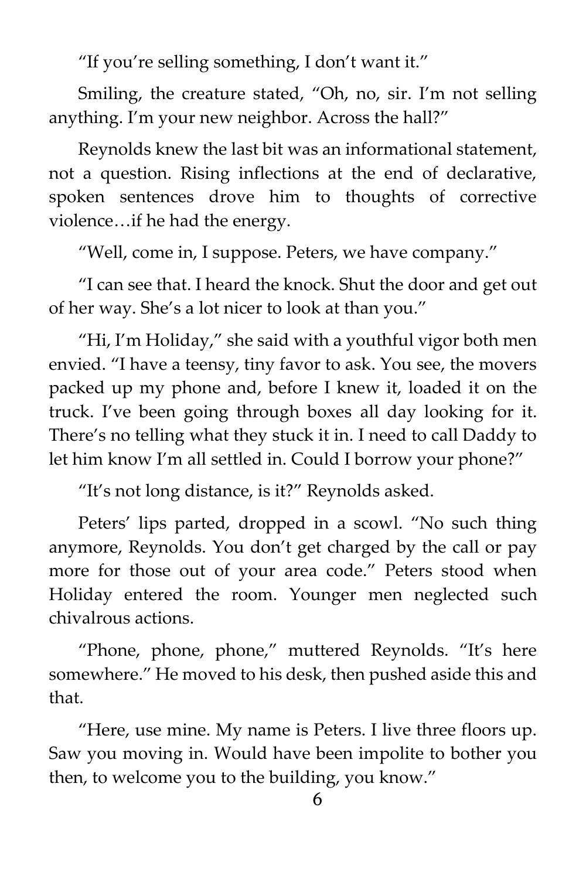"If you're selling something, I don't want it."

Smiling, the creature stated, "Oh, no, sir. I'm not selling anything. I'm your new neighbor. Across the hall?"

Reynolds knew the last bit was an informational statement, not a question. Rising inflections at the end of declarative, spoken sentences drove him to thoughts of corrective violence…if he had the energy.

"Well, come in, I suppose. Peters, we have company."

"I can see that. I heard the knock. Shut the door and get out of her way. She's a lot nicer to look at than you."

"Hi, I'm Holiday," she said with a youthful vigor both men envied. "I have a teensy, tiny favor to ask. You see, the movers packed up my phone and, before I knew it, loaded it on the truck. I've been going through boxes all day looking for it. There's no telling what they stuck it in. I need to call Daddy to let him know I'm all settled in. Could I borrow your phone?"

"It's not long distance, is it?" Reynolds asked.

Peters' lips parted, dropped in a scowl. "No such thing anymore, Reynolds. You don't get charged by the call or pay more for those out of your area code." Peters stood when Holiday entered the room. Younger men neglected such chivalrous actions.

"Phone, phone, phone," muttered Reynolds. "It's here somewhere." He moved to his desk, then pushed aside this and that.

"Here, use mine. My name is Peters. I live three floors up. Saw you moving in. Would have been impolite to bother you then, to welcome you to the building, you know."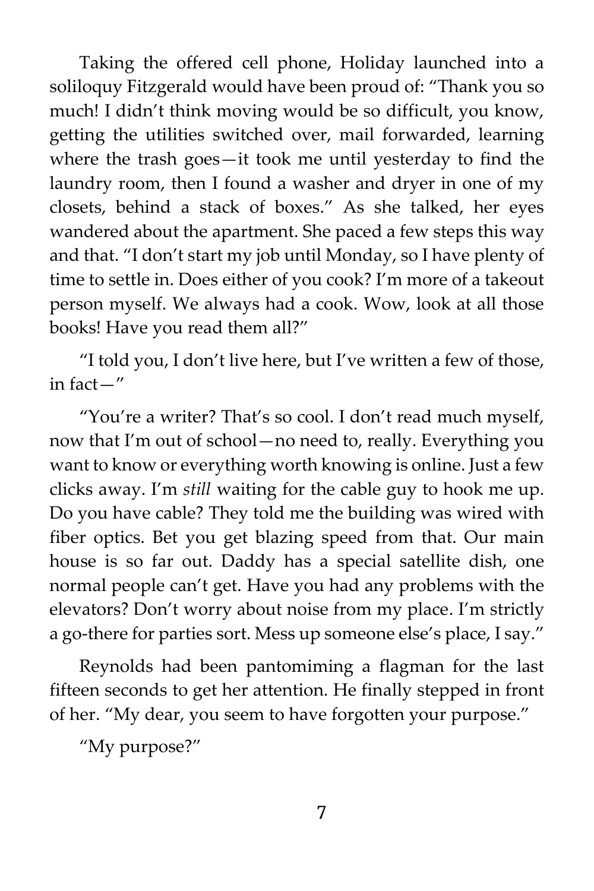Taking the offered cell phone, Holiday launched into a soliloquy Fitzgerald would have been proud of: “Thank you so much! I didn’t think moving would be so difficult, you know, getting the utilities switched over, mail forwarded, learning where the trash goes—it took me until yesterday to find the laundry room, then I found a washer and dryer in one of my closets, behind a stack of boxes.” As she talked, her eyes wandered about the apartment. She paced a few steps this way and that. “I don’t start my job until Monday, so I have plenty of time to settle in. Does either of you cook? I’m more of a takeout person myself. We always had a cook. Wow, look at all those books! Have you read them all?”

“I told you, I don’t live here, but I’ve written a few of those, in fact—”

“You’re a writer? That’s so cool. I don’t read much myself, now that I’m out of school—no need to, really. Everything you want to know or everything worth knowing is online. Just a few clicks away. I’m *still* waiting for the cable guy to hook me up. Do you have cable? They told me the building was wired with fiber optics. Bet you get blazing speed from that. Our main house is so far out. Daddy has a special satellite dish, one normal people can’t get. Have you had any problems with the elevators? Don’t worry about noise from my place. I’m strictly a go-there for parties sort. Mess up someone else’s place, I say.”

Reynolds had been pantomiming a flagman for the last fifteen seconds to get her attention. He finally stepped in front of her. “My dear, you seem to have forgotten your purpose.”

“My purpose?”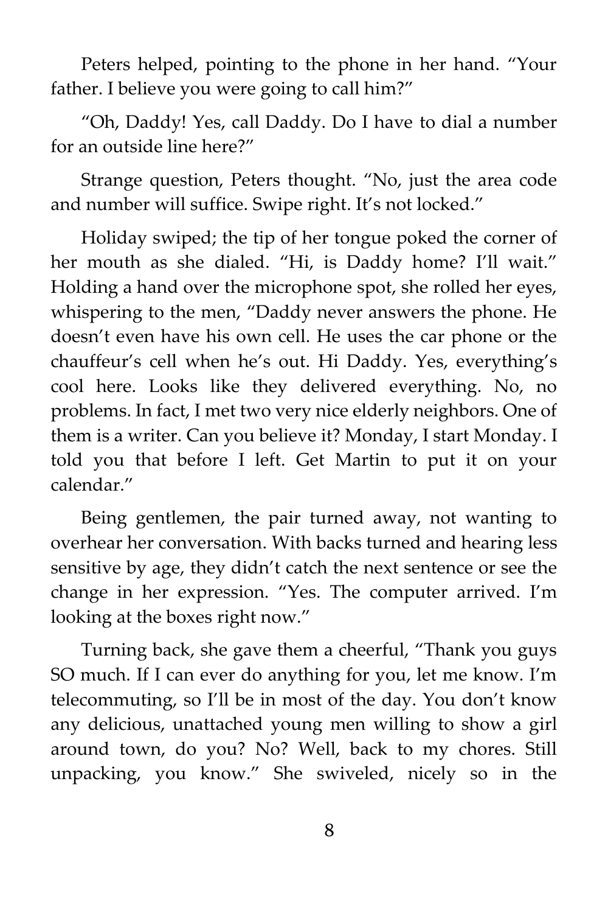Peters helped, pointing to the phone in her hand. "Your father. I believe you were going to call him?"

"Oh, Daddy! Yes, call Daddy. Do I have to dial a number for an outside line here?"

Strange question, Peters thought. "No, just the area code and number will suffice. Swipe right. It's not locked."

Holiday swiped; the tip of her tongue poked the corner of her mouth as she dialed. "Hi, is Daddy home? I'll wait." Holding a hand over the microphone spot, she rolled her eyes, whispering to the men, "Daddy never answers the phone. He doesn't even have his own cell. He uses the car phone or the chauffeur's cell when he's out. Hi Daddy. Yes, everything's cool here. Looks like they delivered everything. No, no problems. In fact, I met two very nice elderly neighbors. One of them is a writer. Can you believe it? Monday, I start Monday. I told you that before I left. Get Martin to put it on your calendar."

Being gentlemen, the pair turned away, not wanting to overhear her conversation. With backs turned and hearing less sensitive by age, they didn't catch the next sentence or see the change in her expression. "Yes. The computer arrived. I'm looking at the boxes right now."

Turning back, she gave them a cheerful, "Thank you guys SO much. If I can ever do anything for you, let me know. I'm telecommuting, so I'll be in most of the day. You don't know any delicious, unattached young men willing to show a girl around town, do you? No? Well, back to my chores. Still unpacking, you know." She swiveled, nicely so in the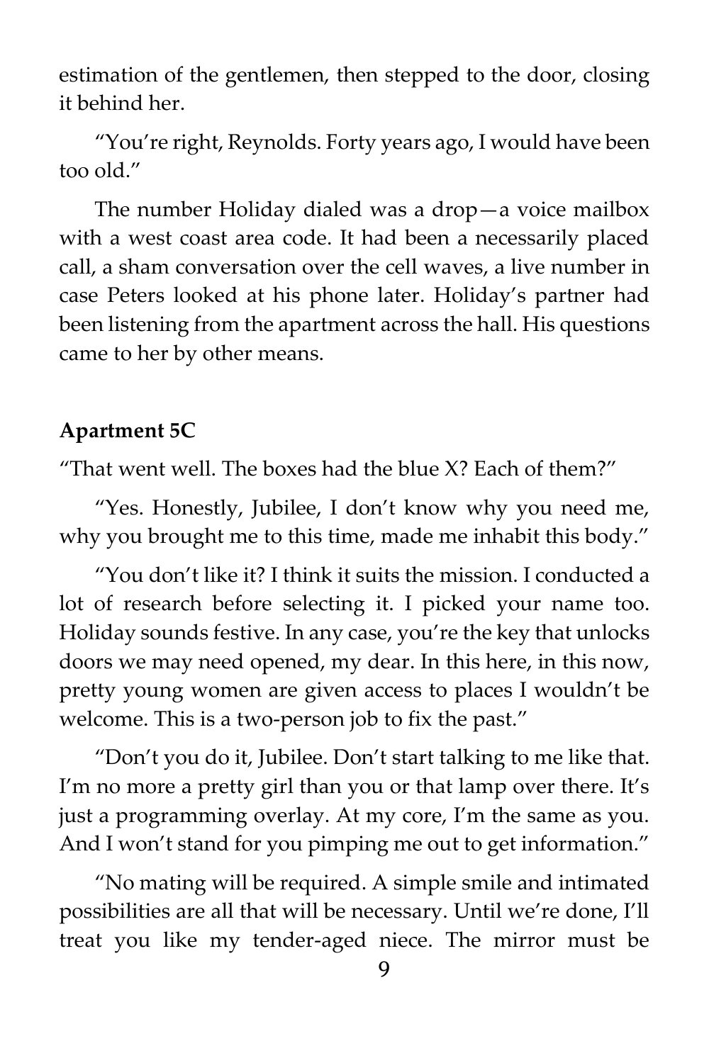estimation of the gentlemen, then stepped to the door, closing it behind her.

"You're right, Reynolds. Forty years ago, I would have been too old."

The number Holiday dialed was a drop—a voice mailbox with a west coast area code. It had been a necessarily placed call, a sham conversation over the cell waves, a live number in case Peters looked at his phone later. Holiday's partner had been listening from the apartment across the hall. His questions came to her by other means.

**Apartment 5C**

"That went well. The boxes had the blue X? Each of them?"

"Yes. Honestly, Jubilee, I don't know why you need me, why you brought me to this time, made me inhabit this body."

"You don't like it? I think it suits the mission. I conducted a lot of research before selecting it. I picked your name too. Holiday sounds festive. In any case, you're the key that unlocks doors we may need opened, my dear. In this here, in this now, pretty young women are given access to places I wouldn't be welcome. This is a two-person job to fix the past."

"Don't you do it, Jubilee. Don't start talking to me like that. I'm no more a pretty girl than you or that lamp over there. It's just a programming overlay. At my core, I'm the same as you. And I won't stand for you pimping me out to get information."

"No mating will be required. A simple smile and intimated possibilities are all that will be necessary. Until we're done, I'll treat you like my tender-aged niece. The mirror must be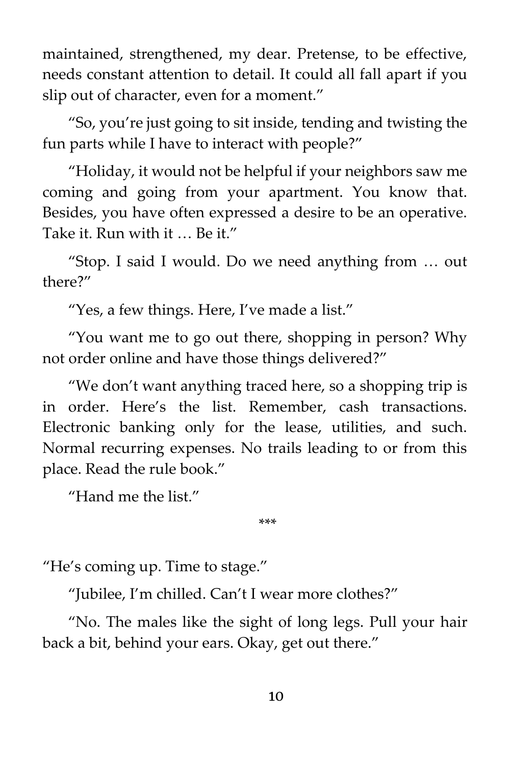maintained, strengthened, my dear. Pretense, to be effective, needs constant attention to detail. It could all fall apart if you slip out of character, even for a moment."

"So, you're just going to sit inside, tending and twisting the fun parts while I have to interact with people?"

"Holiday, it would not be helpful if your neighbors saw me coming and going from your apartment. You know that. Besides, you have often expressed a desire to be an operative. Take it. Run with it … Be it."

"Stop. I said I would. Do we need anything from … out there?"

"Yes, a few things. Here, I've made a list."

"You want me to go out there, shopping in person? Why not order online and have those things delivered?"

"We don't want anything traced here, so a shopping trip is in order. Here's the list. Remember, cash transactions. Electronic banking only for the lease, utilities, and such. Normal recurring expenses. No trails leading to or from this place. Read the rule book."

"Hand me the list."

***

"He's coming up. Time to stage."

"Jubilee, I'm chilled. Can't I wear more clothes?"

"No. The males like the sight of long legs. Pull your hair back a bit, behind your ears. Okay, get out there."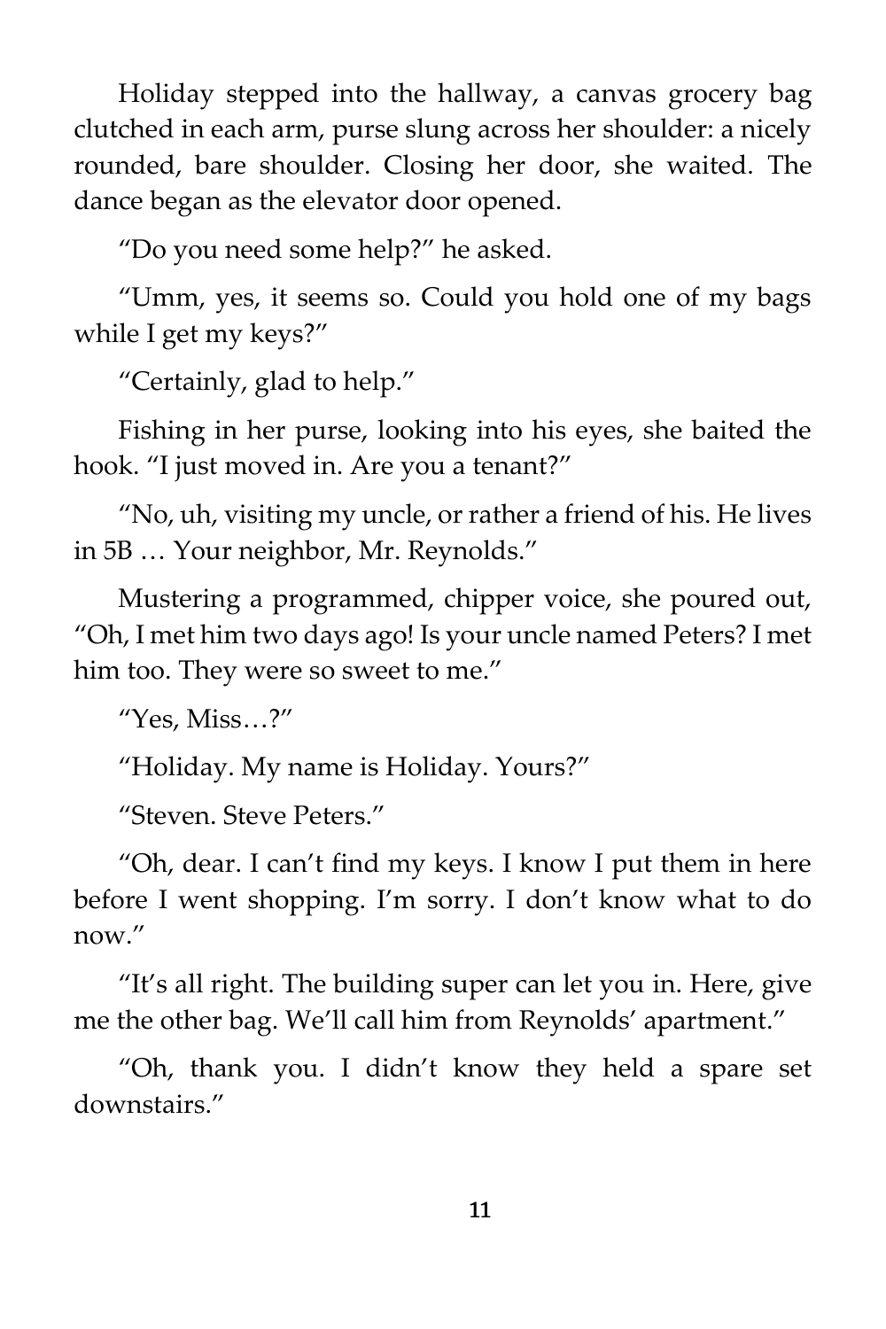Holiday stepped into the hallway, a canvas grocery bag clutched in each arm, purse slung across her shoulder: a nicely rounded, bare shoulder. Closing her door, she waited. The dance began as the elevator door opened.

"Do you need some help?" he asked.

"Umm, yes, it seems so. Could you hold one of my bags while I get my keys?"

"Certainly, glad to help."

Fishing in her purse, looking into his eyes, she baited the hook. "I just moved in. Are you a tenant?"

"No, uh, visiting my uncle, or rather a friend of his. He lives in 5B … Your neighbor, Mr. Reynolds."

Mustering a programmed, chipper voice, she poured out, "Oh, I met him two days ago! Is your uncle named Peters? I met him too. They were so sweet to me."

"Yes, Miss…?"

"Holiday. My name is Holiday. Yours?"

"Steven. Steve Peters."

"Oh, dear. I can't find my keys. I know I put them in here before I went shopping. I'm sorry. I don't know what to do now."

"It's all right. The building super can let you in. Here, give me the other bag. We'll call him from Reynolds' apartment."

"Oh, thank you. I didn't know they held a spare set downstairs."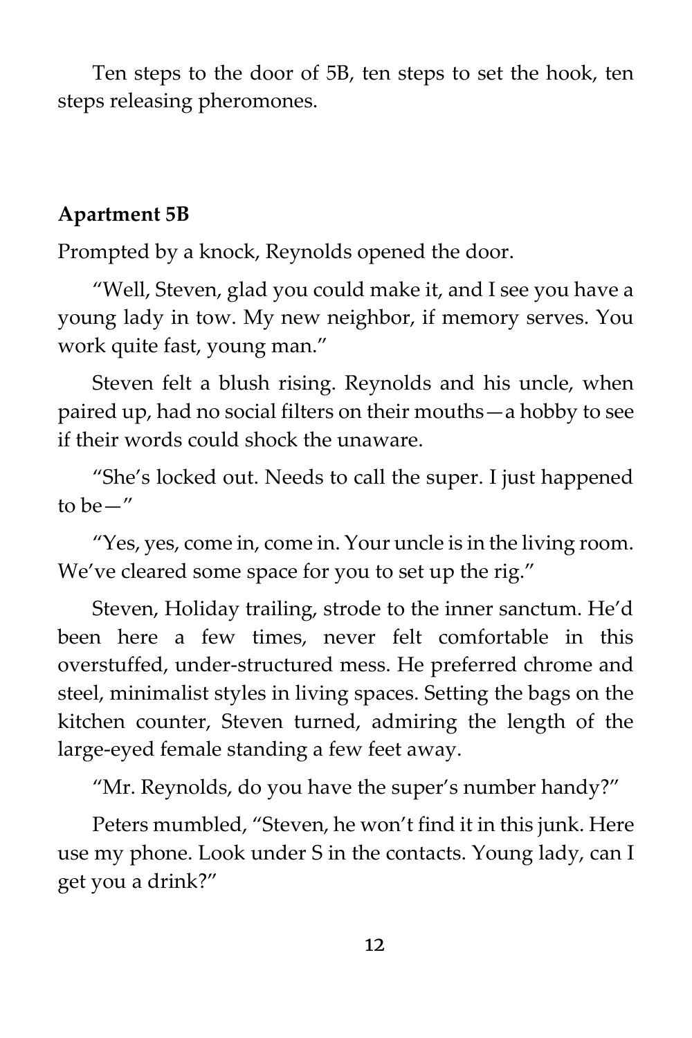Ten steps to the door of 5B, ten steps to set the hook, ten steps releasing pheromones.

**Apartment 5B**

Prompted by a knock, Reynolds opened the door.

"Well, Steven, glad you could make it, and I see you have a young lady in tow. My new neighbor, if memory serves. You work quite fast, young man."

Steven felt a blush rising. Reynolds and his uncle, when paired up, had no social filters on their mouths—a hobby to see if their words could shock the unaware.

"She's locked out. Needs to call the super. I just happened to be—"

"Yes, yes, come in, come in. Your uncle is in the living room. We've cleared some space for you to set up the rig."

Steven, Holiday trailing, strode to the inner sanctum. He'd been here a few times, never felt comfortable in this overstuffed, under-structured mess. He preferred chrome and steel, minimalist styles in living spaces. Setting the bags on the kitchen counter, Steven turned, admiring the length of the large-eyed female standing a few feet away.

"Mr. Reynolds, do you have the super's number handy?"

Peters mumbled, "Steven, he won't find it in this junk. Here use my phone. Look under S in the contacts. Young lady, can I get you a drink?"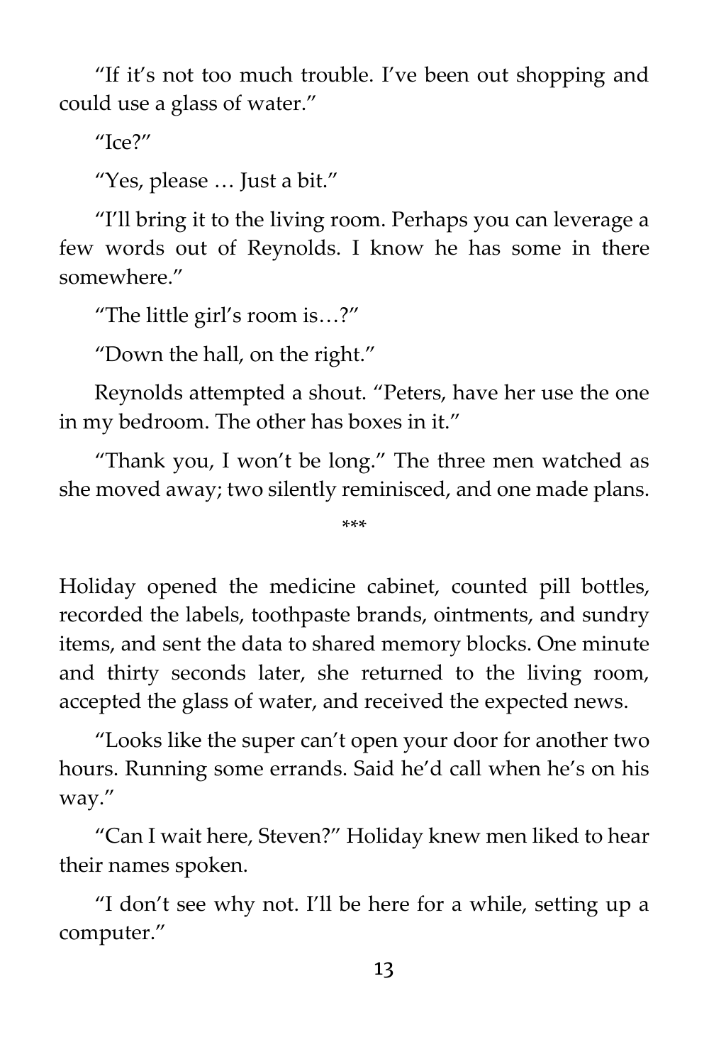"If it's not too much trouble. I've been out shopping and could use a glass of water."

"Ice?"

"Yes, please … Just a bit."

"I'll bring it to the living room. Perhaps you can leverage a few words out of Reynolds. I know he has some in there somewhere."

"The little girl's room is…?"

"Down the hall, on the right."

Reynolds attempted a shout. "Peters, have her use the one in my bedroom. The other has boxes in it."

"Thank you, I won't be long." The three men watched as she moved away; two silently reminisced, and one made plans.

***

Holiday opened the medicine cabinet, counted pill bottles, recorded the labels, toothpaste brands, ointments, and sundry items, and sent the data to shared memory blocks. One minute and thirty seconds later, she returned to the living room, accepted the glass of water, and received the expected news.

"Looks like the super can't open your door for another two hours. Running some errands. Said he'd call when he's on his way."

"Can I wait here, Steven?" Holiday knew men liked to hear their names spoken.

"I don't see why not. I'll be here for a while, setting up a computer."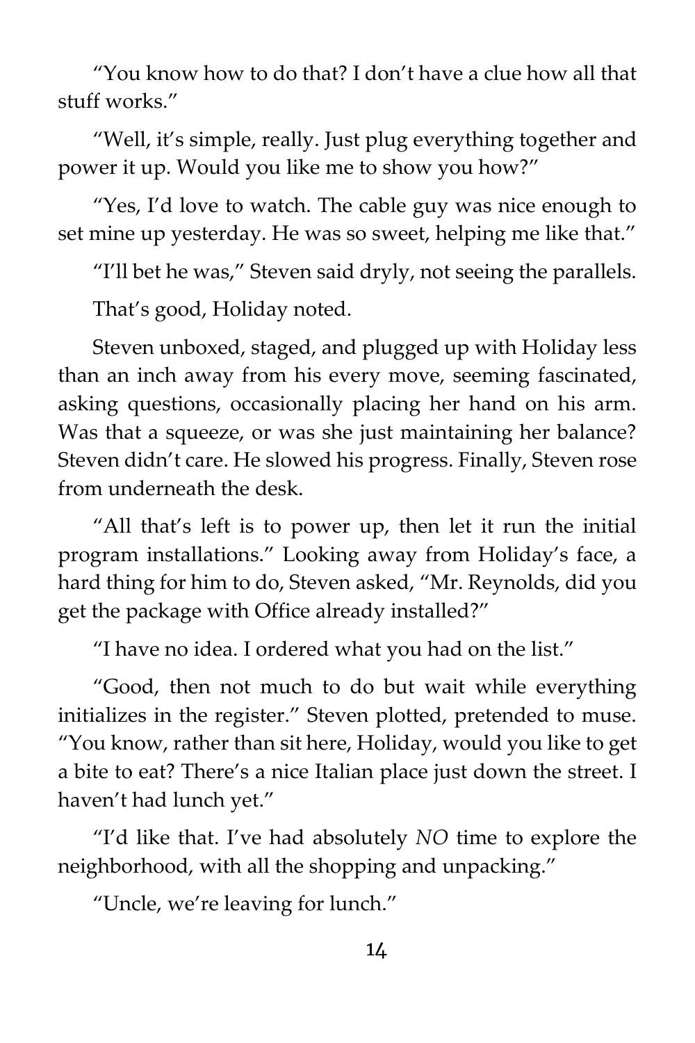"You know how to do that? I don't have a clue how all that stuff works."

"Well, it's simple, really. Just plug everything together and power it up. Would you like me to show you how?"

"Yes, I'd love to watch. The cable guy was nice enough to set mine up yesterday. He was so sweet, helping me like that."

"I'll bet he was," Steven said dryly, not seeing the parallels.

That's good, Holiday noted.

Steven unboxed, staged, and plugged up with Holiday less than an inch away from his every move, seeming fascinated, asking questions, occasionally placing her hand on his arm. Was that a squeeze, or was she just maintaining her balance? Steven didn't care. He slowed his progress. Finally, Steven rose from underneath the desk.

"All that's left is to power up, then let it run the initial program installations." Looking away from Holiday's face, a hard thing for him to do, Steven asked, "Mr. Reynolds, did you get the package with Office already installed?"

"I have no idea. I ordered what you had on the list."

"Good, then not much to do but wait while everything initializes in the register." Steven plotted, pretended to muse. "You know, rather than sit here, Holiday, would you like to get a bite to eat? There's a nice Italian place just down the street. I haven't had lunch yet."

"I'd like that. I've had absolutely *NO* time to explore the neighborhood, with all the shopping and unpacking."

"Uncle, we're leaving for lunch."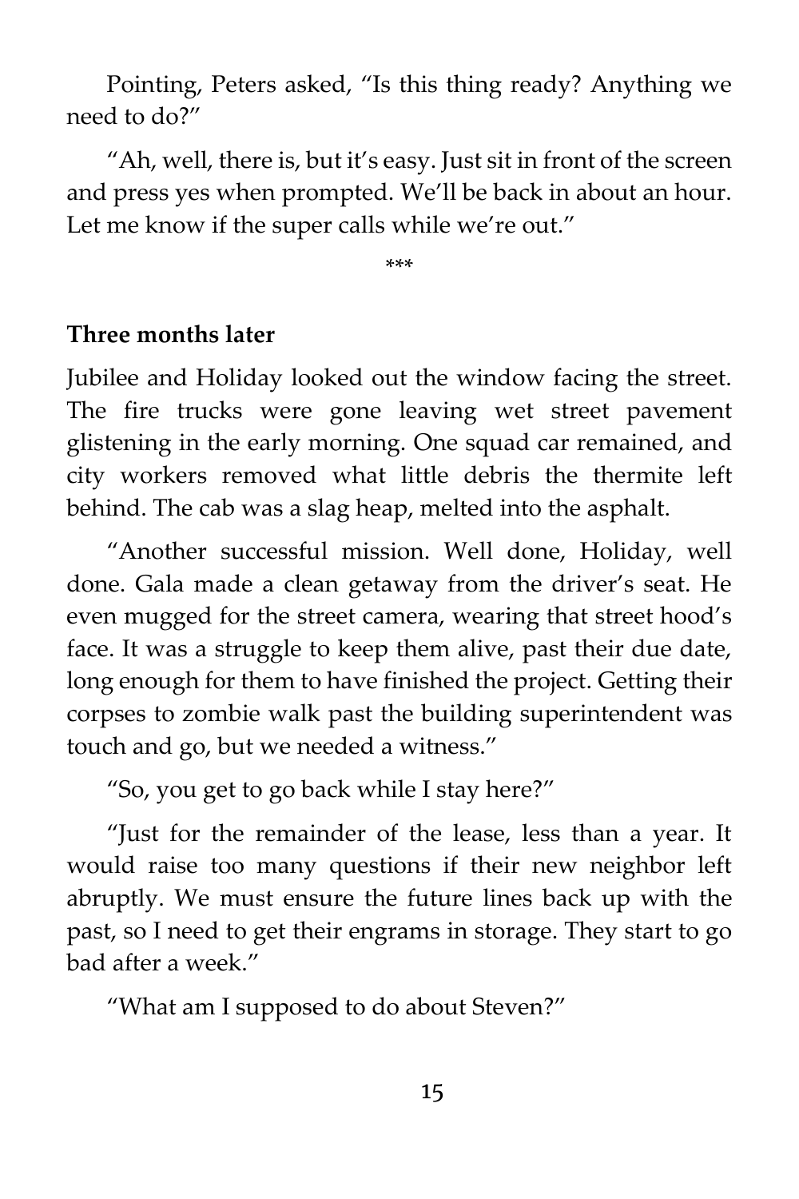Pointing, Peters asked, "Is this thing ready? Anything we need to do?"

"Ah, well, there is, but it's easy. Just sit in front of the screen and press yes when prompted. We'll be back in about an hour. Let me know if the super calls while we're out."

***

**Three months later**

Jubilee and Holiday looked out the window facing the street. The fire trucks were gone leaving wet street pavement glistening in the early morning. One squad car remained, and city workers removed what little debris the thermite left behind. The cab was a slag heap, melted into the asphalt.

"Another successful mission. Well done, Holiday, well done. Gala made a clean getaway from the driver's seat. He even mugged for the street camera, wearing that street hood's face. It was a struggle to keep them alive, past their due date, long enough for them to have finished the project. Getting their corpses to zombie walk past the building superintendent was touch and go, but we needed a witness."

"So, you get to go back while I stay here?"

"Just for the remainder of the lease, less than a year. It would raise too many questions if their new neighbor left abruptly. We must ensure the future lines back up with the past, so I need to get their engrams in storage. They start to go bad after a week."

"What am I supposed to do about Steven?"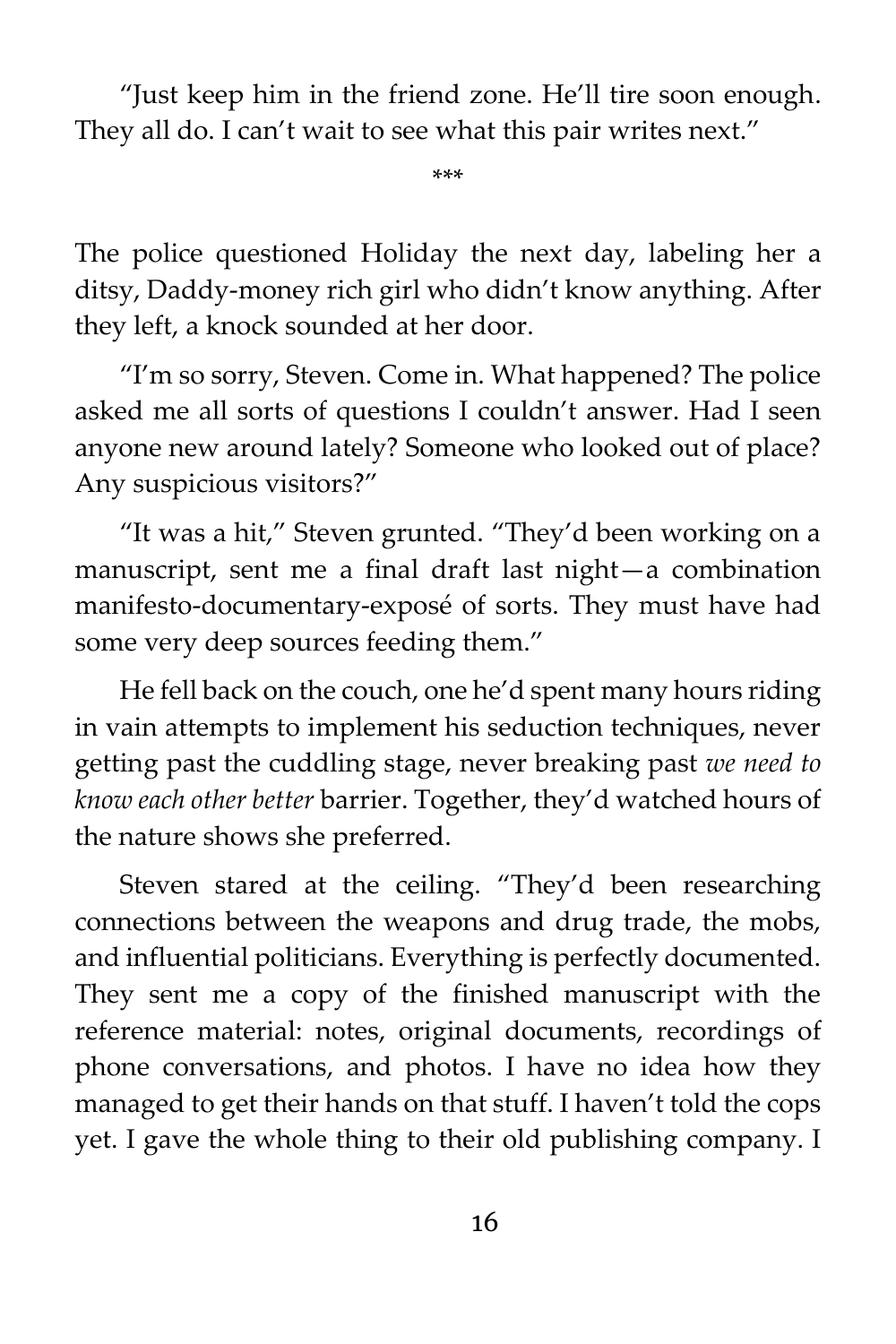"Just keep him in the friend zone. He'll tire soon enough. They all do. I can't wait to see what this pair writes next."

\*\*\*

The police questioned Holiday the next day, labeling her a ditsy, Daddy-money rich girl who didn't know anything. After they left, a knock sounded at her door.

"I'm so sorry, Steven. Come in. What happened? The police asked me all sorts of questions I couldn't answer. Had I seen anyone new around lately? Someone who looked out of place? Any suspicious visitors?"

"It was a hit," Steven grunted. "They'd been working on a manuscript, sent me a final draft last night—a combination manifesto-documentary-exposé of sorts. They must have had some very deep sources feeding them."

He fell back on the couch, one he'd spent many hours riding in vain attempts to implement his seduction techniques, never getting past the cuddling stage, never breaking past *we need to know each other better* barrier. Together, they'd watched hours of the nature shows she preferred.

Steven stared at the ceiling. "They'd been researching connections between the weapons and drug trade, the mobs, and influential politicians. Everything is perfectly documented. They sent me a copy of the finished manuscript with the reference material: notes, original documents, recordings of phone conversations, and photos. I have no idea how they managed to get their hands on that stuff. I haven't told the cops yet. I gave the whole thing to their old publishing company. I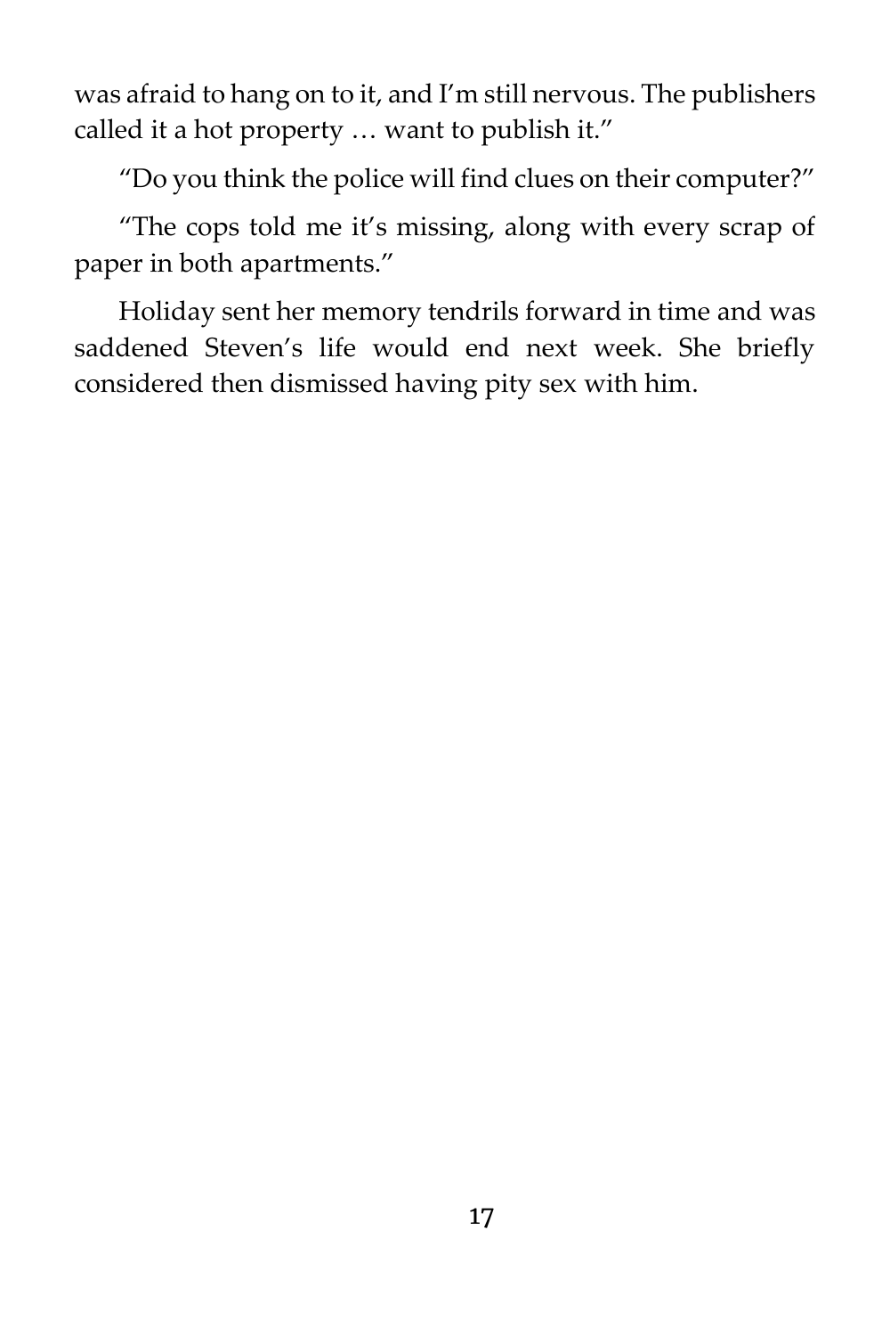was afraid to hang on to it, and I'm still nervous. The publishers called it a hot property … want to publish it."

"Do you think the police will find clues on their computer?"

"The cops told me it's missing, along with every scrap of paper in both apartments."

Holiday sent her memory tendrils forward in time and was saddened Steven's life would end next week. She briefly considered then dismissed having pity sex with him.